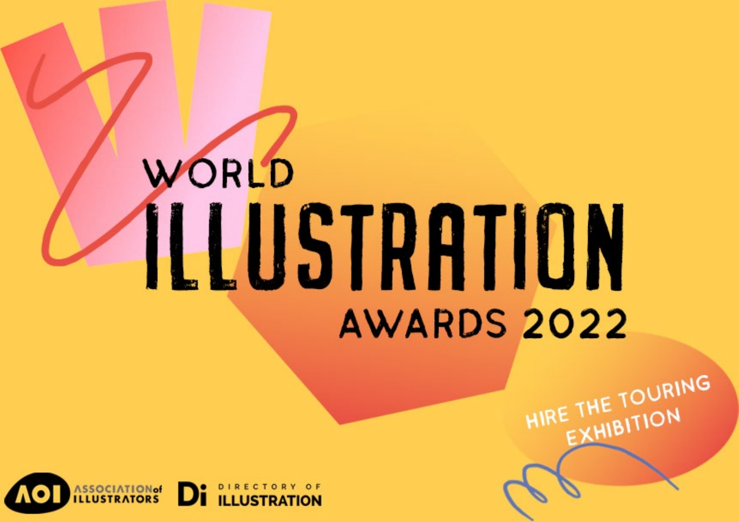# WORLD ILLUSTRATION AWARDS 2022

HIRE THE TOURING EXHIBITION

ASSOCIATION of ILLUSTRATORS

DIRECTORY OF ILLUSTRATION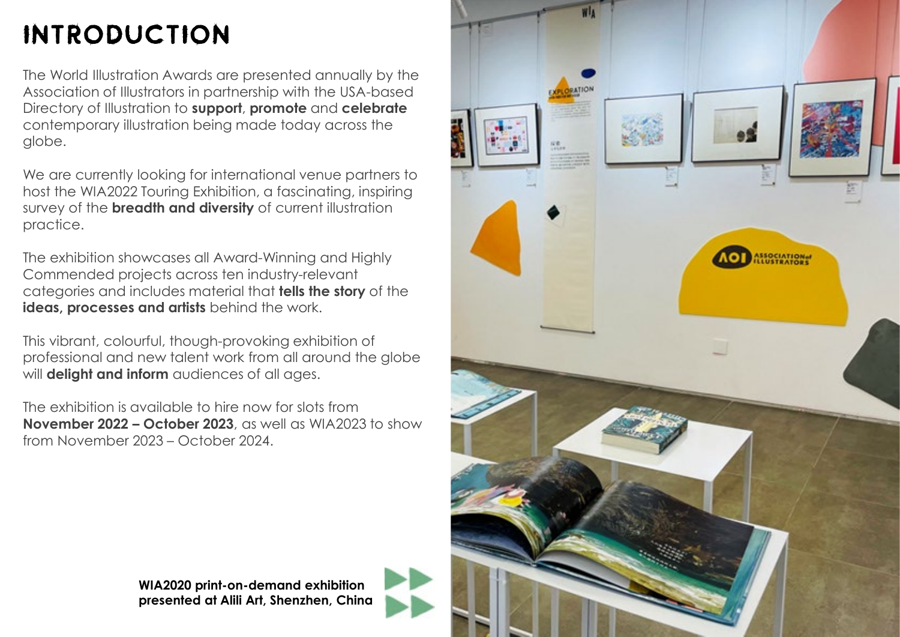# INTRODUCTION

The World Illustration Awards are presented annually by the Association of Illustrators in partnership with the USA-based Directory of Illustration to **support**, **promote** and **celebrate** contemporary illustration being made today across the globe.

We are currently looking for international venue partners to host the WIA2022 Touring Exhibition, a fascinating, inspiring survey of the **breadth and diversity** of current illustration practice.

The exhibition showcases all Award-Winning and Highly Commended projects across ten industry-relevant categories and includes material that **tells the story** of the **ideas, processes and artists** behind the work.

This vibrant, colourful, though-provoking exhibition of professional and new talent work from all around the globe will **delight and inform** audiences of all ages.

The exhibition is available to hire now for slots from **November 2022 – October 2023**, as well as WIA2023 to show from November 2023 – October 2024.

**WIA2020 print-on-demand exhibition presented at Alili Art, Shenzhen, China**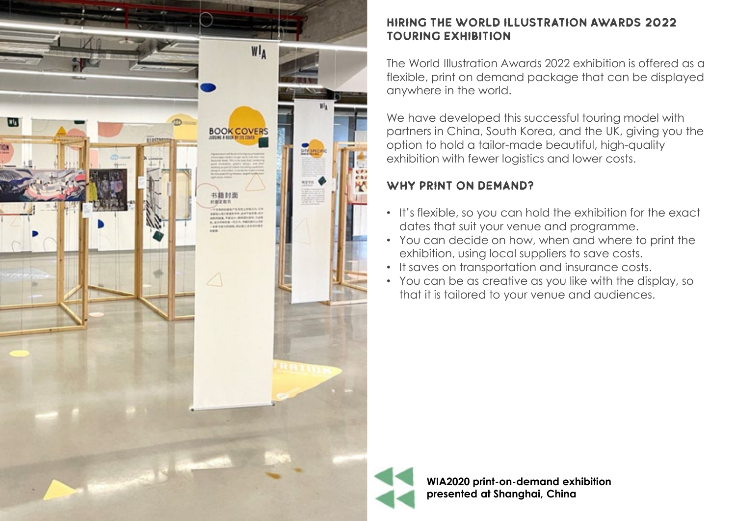## HIRING THE WORLD ILLUSTRATION AWARDS 2022 TOURING EXHIBITION

The World Illustration Awards 2022 exhibition is offered as a flexible, print on demand package that can be displayed anywhere in the world.

We have developed this successful touring model with partners in China, South Korea, and the UK, giving you the option to hold a tailor-made beautiful, high-quality exhibition with fewer logistics and lower costs.

## WHY PRINT ON DEMAND?

- It's flexible, so you can hold the exhibition for the exact dates that suit your venue and programme.
- You can decide on how, when and where to print the exhibition, using local suppliers to save costs.
- It saves on transportation and insurance costs.
- You can be as creative as you like with the display, so that it is tailored to your venue and audiences.

**WIA2020 print-on-demand exhibition presented at Shanghai, China**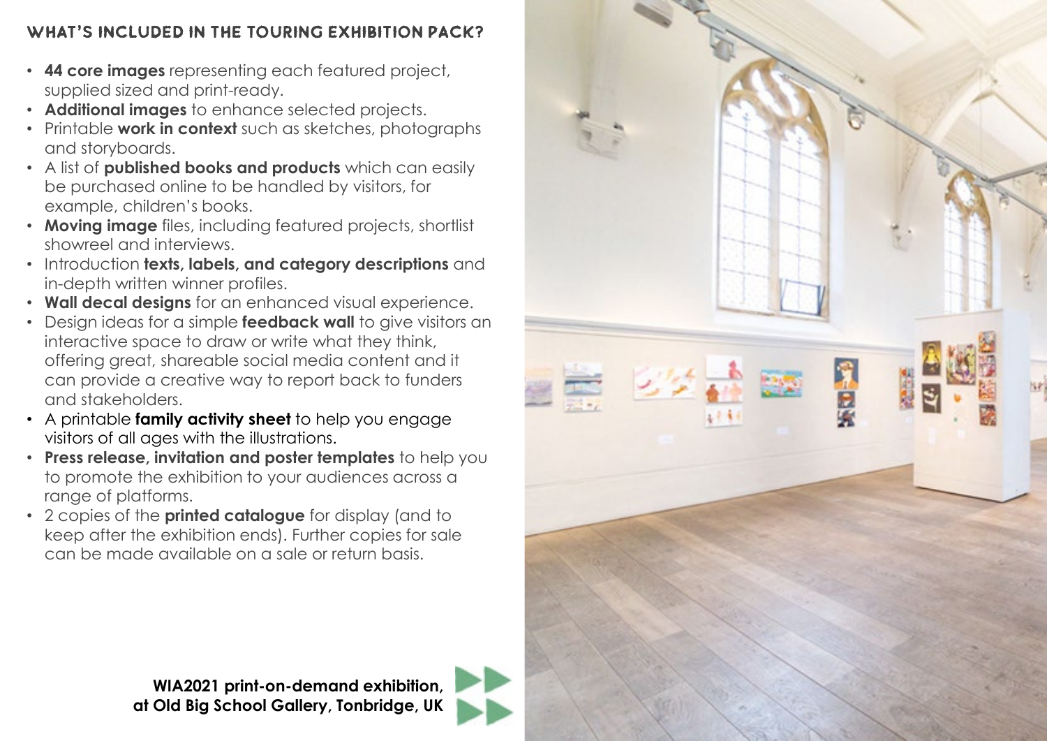## WHAT'S INCLUDED IN THE TOURING EXHIBITION PACK?

- **44 core images** representing each featured project, supplied sized and print-ready.
- **Additional images** to enhance selected projects.
- Printable **work in context** such as sketches, photographs and storyboards.
- A list of **published books and products** which can easily be purchased online to be handled by visitors, for example, children's books.
- **Moving image** files, including featured projects, shortlist showreel and interviews.
- Introduction **texts, labels, and category descriptions** and in-depth written winner profiles.
- **Wall decal designs** for an enhanced visual experience.
- Design ideas for a simple **feedback wall** to give visitors an interactive space to draw or write what they think, offering great, shareable social media content and it can provide a creative way to report back to funders and stakeholders.
- A printable **family activity sheet** to help you engage visitors of all ages with the illustrations.
- **Press release, invitation and poster templates** to help you to promote the exhibition to your audiences across a range of platforms.
- 2 copies of the **printed catalogue** for display (and to keep after the exhibition ends). Further copies for sale can be made available on a sale or return basis.

**WIA2021 print-on-demand exhibition, at Old Big School Gallery, Tonbridge, UK**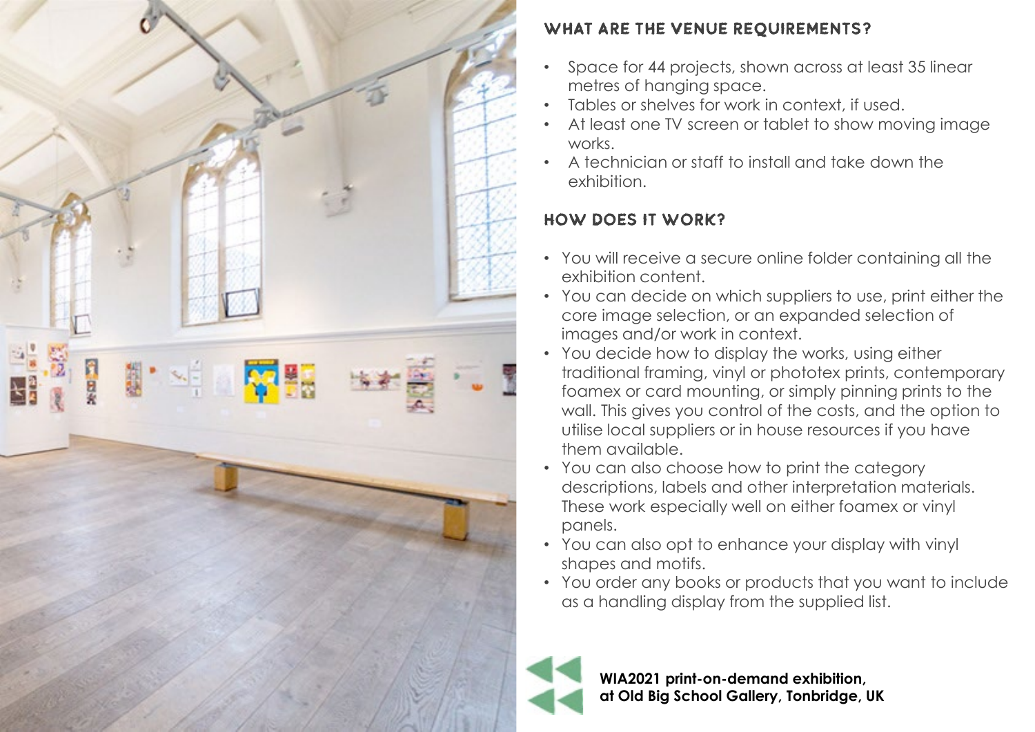## WHAT ARE THE VENUE REQUIREMENTS?

- Space for 44 projects, shown across at least 35 linear metres of hanging space.
- Tables or shelves for work in context, if used.
- At least one TV screen or tablet to show moving image works.
- A technician or staff to install and take down the exhibition.

## HOW DOES IT WORK?

- You will receive a secure online folder containing all the exhibition content.
- You can decide on which suppliers to use, print either the core image selection, or an expanded selection of images and/or work in context.
- You decide how to display the works, using either traditional framing, vinyl or phototex prints, contemporary foamex or card mounting, or simply pinning prints to the wall. This gives you control of the costs, and the option to utilise local suppliers or in house resources if you have them available.
- You can also choose how to print the category descriptions, labels and other interpretation materials. These work especially well on either foamex or vinyl panels.
- You can also opt to enhance your display with vinyl shapes and motifs.
- You order any books or products that you want to include as a handling display from the supplied list.

**WIA2021 print-on-demand exhibition, at Old Big School Gallery, Tonbridge, UK**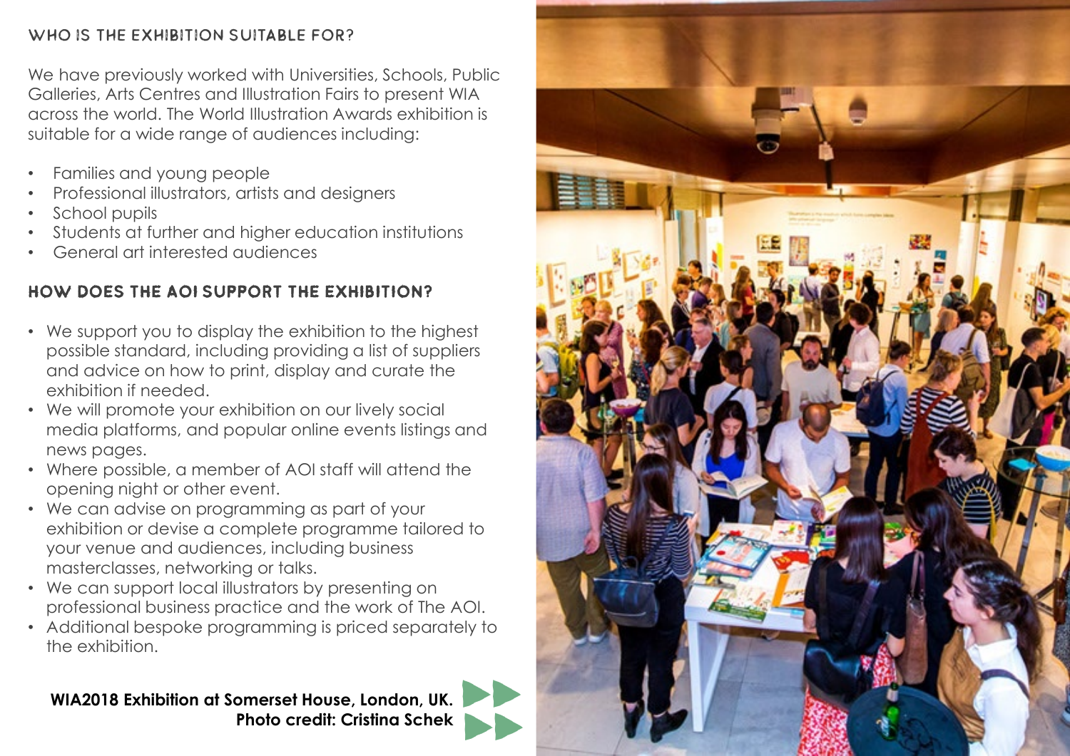## WHO IS THE EXHIBITION SUITABLE FOR?

We have previously worked with Universities, Schools, Public Galleries, Arts Centres and Illustration Fairs to present WIA across the world. The World Illustration Awards exhibition is suitable for a wide range of audiences including:

- Families and young people
- Professional illustrators, artists and designers
- School pupils
- Students at further and higher education institutions
- General art interested audiences

## HOW DOES THE AOI SUPPORT THE EXHIBITION?

- We support you to display the exhibition to the highest possible standard, including providing a list of suppliers and advice on how to print, display and curate the exhibition if needed.
- We will promote your exhibition on our lively social media platforms, and popular online events listings and news pages.
- Where possible, a member of AOI staff will attend the opening night or other event.
- We can advise on programming as part of your exhibition or devise a complete programme tailored to your venue and audiences, including business masterclasses, networking or talks.
- We can support local illustrators by presenting on professional business practice and the work of The AOI.
- Additional bespoke programming is priced separately to the exhibition.

**WIA2018 Exhibition at Somerset House, London, UK.**
**Photo credit: Cristina Schek**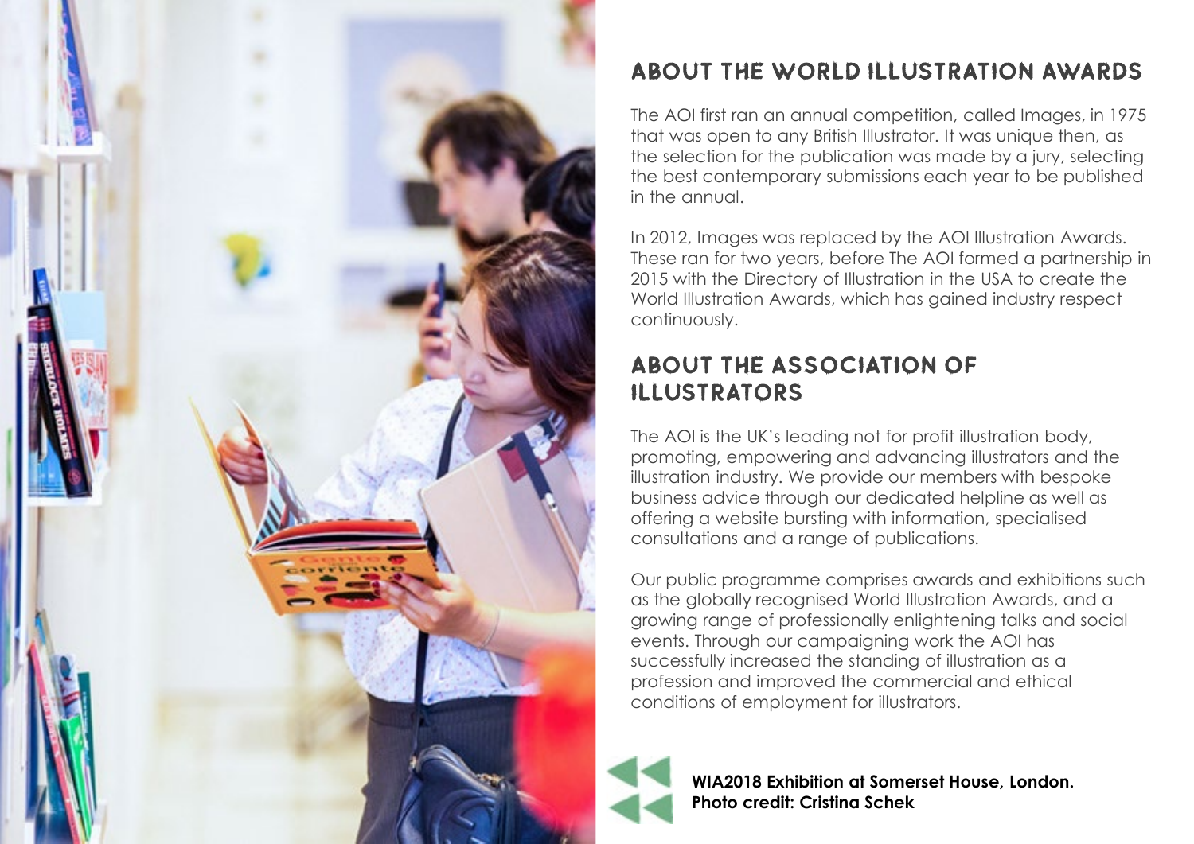## ABOUT THE WORLD ILLUSTRATION AWARDS

The AOI first ran an annual competition, called Images, in 1975 that was open to any British Illustrator. It was unique then, as the selection for the publication was made by a jury, selecting the best contemporary submissions each year to be published in the annual.

In 2012, Images was replaced by the AOI Illustration Awards. These ran for two years, before The AOI formed a partnership in 2015 with the Directory of Illustration in the USA to create the World Illustration Awards, which has gained industry respect continuously.

## ABOUT THE ASSOCIATION OF ILLUSTRATORS

The AOI is the UK's leading not for profit illustration body, promoting, empowering and advancing illustrators and the illustration industry. We provide our members with bespoke business advice through our dedicated helpline as well as offering a website bursting with information, specialised consultations and a range of publications.

Our public programme comprises awards and exhibitions such as the globally recognised World Illustration Awards, and a growing range of professionally enlightening talks and social events. Through our campaigning work the AOI has successfully increased the standing of illustration as a profession and improved the commercial and ethical conditions of employment for illustrators.

**WIA2018 Exhibition at Somerset House, London.**
**Photo credit: Cristina Schek**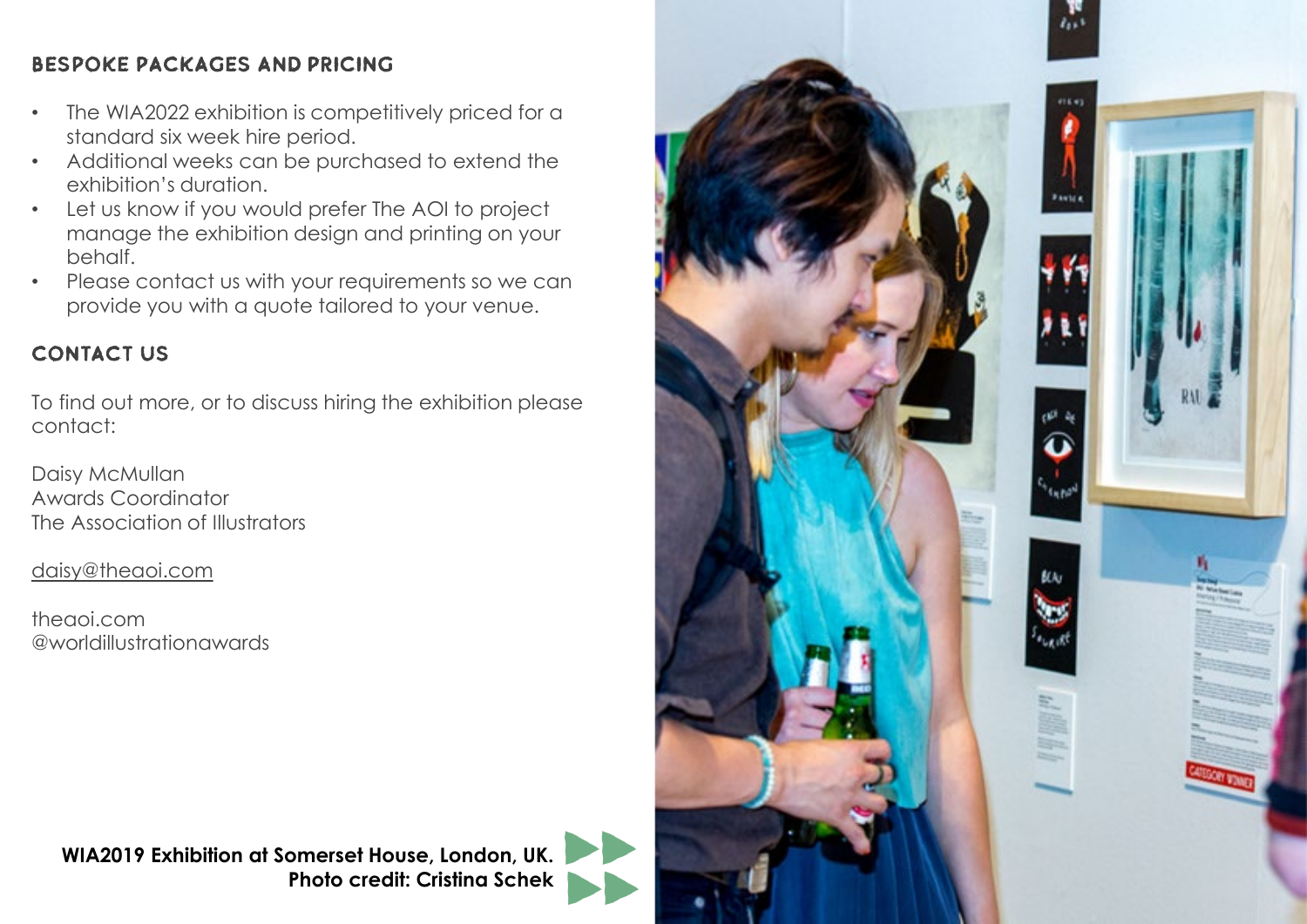## BESPOKE PACKAGES AND PRICING

- The WIA2022 exhibition is competitively priced for a standard six week hire period.
- Additional weeks can be purchased to extend the exhibition's duration.
- Let us know if you would prefer The AOI to project manage the exhibition design and printing on your behalf.
- Please contact us with your requirements so we can provide you with a quote tailored to your venue.

## CONTACT US

To find out more, or to discuss hiring the exhibition please contact:

Daisy McMullan  
Awards Coordinator  
The Association of Illustrators

daisy@theaoi.com

theaoi.com  
@worldillustrationawards

**WIA2019 Exhibition at Somerset House, London, UK.**  
**Photo credit: Cristina Schek**